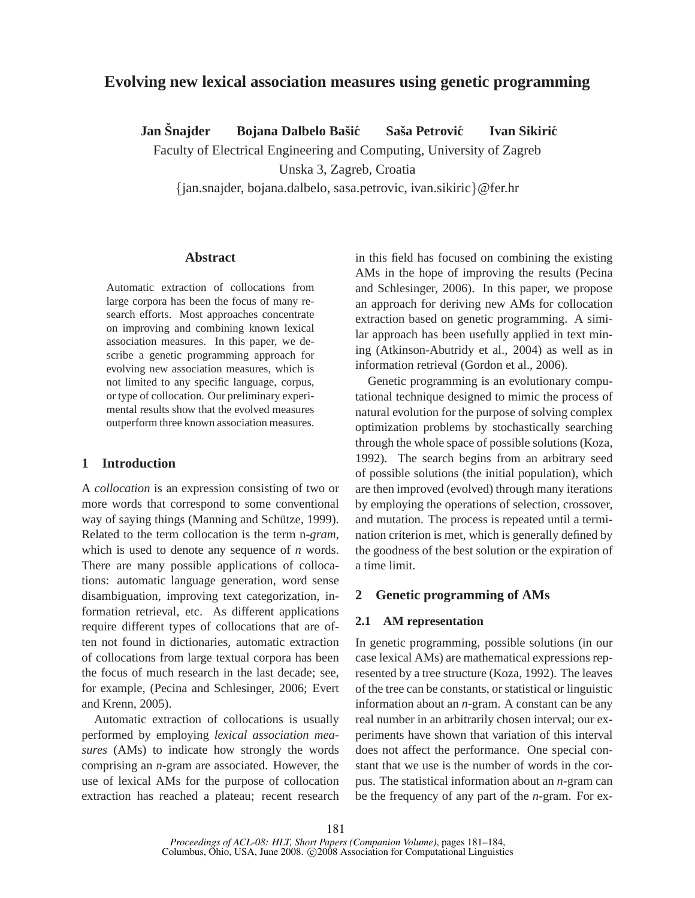# Evolving new lexical association measures using genetic programming

**Jan Šnajder    Bojana Dalbelo Bašić    Saša Petrović    Ivan Sikirić**

Faculty of Electrical Engineering and Computing, University of Zagreb
Unska 3, Zagreb, Croatia
{jan.snajder, bojana.dalbelo, sasa.petrovic, ivan.sikiric}@fer.hr

## Abstract

Automatic extraction of collocations from large corpora has been the focus of many research efforts. Most approaches concentrate on improving and combining known lexical association measures. In this paper, we describe a genetic programming approach for evolving new association measures, which is not limited to any specific language, corpus, or type of collocation. Our preliminary experimental results show that the evolved measures outperform three known association measures.

## 1 Introduction

A *collocation* is an expression consisting of two or more words that correspond to some conventional way of saying things (Manning and Schütze, 1999). Related to the term collocation is the term n*-gram*, which is used to denote any sequence of *n* words. There are many possible applications of collocations: automatic language generation, word sense disambiguation, improving text categorization, information retrieval, etc. As different applications require different types of collocations that are often not found in dictionaries, automatic extraction of collocations from large textual corpora has been the focus of much research in the last decade; see, for example, (Pecina and Schlesinger, 2006; Evert and Krenn, 2005).

Automatic extraction of collocations is usually performed by employing *lexical association measures* (AMs) to indicate how strongly the words comprising an *n*-gram are associated. However, the use of lexical AMs for the purpose of collocation extraction has reached a plateau; recent research in this field has focused on combining the existing AMs in the hope of improving the results (Pecina and Schlesinger, 2006). In this paper, we propose an approach for deriving new AMs for collocation extraction based on genetic programming. A similar approach has been usefully applied in text mining (Atkinson-Abutridy et al., 2004) as well as in information retrieval (Gordon et al., 2006).

Genetic programming is an evolutionary computational technique designed to mimic the process of natural evolution for the purpose of solving complex optimization problems by stochastically searching through the whole space of possible solutions (Koza, 1992). The search begins from an arbitrary seed of possible solutions (the initial population), which are then improved (evolved) through many iterations by employing the operations of selection, crossover, and mutation. The process is repeated until a termination criterion is met, which is generally defined by the goodness of the best solution or the expiration of a time limit.

## 2 Genetic programming of AMs

### 2.1 AM representation

In genetic programming, possible solutions (in our case lexical AMs) are mathematical expressions represented by a tree structure (Koza, 1992). The leaves of the tree can be constants, or statistical or linguistic information about an *n*-gram. A constant can be any real number in an arbitrarily chosen interval; our experiments have shown that variation of this interval does not affect the performance. One special constant that we use is the number of words in the corpus. The statistical information about an *n*-gram can be the frequency of any part of the *n*-gram. For ex-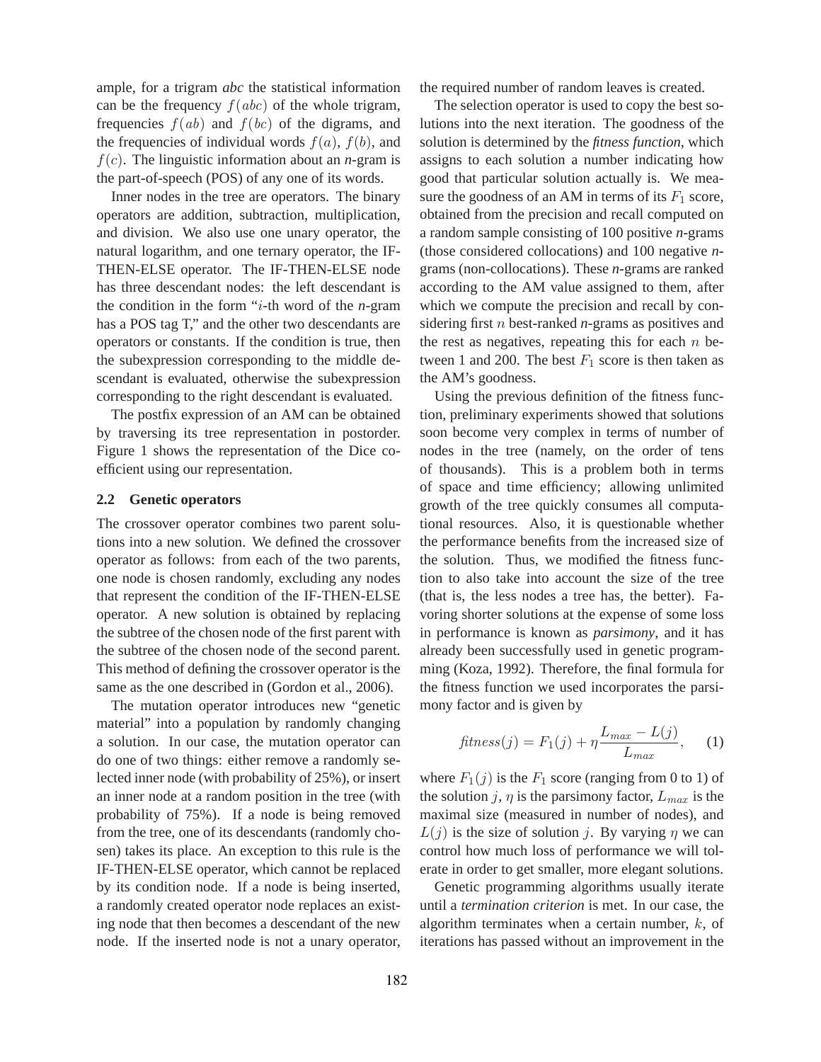ample, for a trigram *abc* the statistical information can be the frequency $f(abc)$ of the whole trigram, frequencies $f(ab)$ and $f(bc)$ of the digrams, and the frequencies of individual words $f(a)$, $f(b)$, and $f(c)$. The linguistic information about an *n*-gram is the part-of-speech (POS) of any one of its words.

Inner nodes in the tree are operators. The binary operators are addition, subtraction, multiplication, and division. We also use one unary operator, the natural logarithm, and one ternary operator, the IF-THEN-ELSE operator. The IF-THEN-ELSE node has three descendant nodes: the left descendant is the condition in the form "$i$-th word of the *n*-gram has a POS tag T," and the other two descendants are operators or constants. If the condition is true, then the subexpression corresponding to the middle descendant is evaluated, otherwise the subexpression corresponding to the right descendant is evaluated.

The postfix expression of an AM can be obtained by traversing its tree representation in postorder. Figure 1 shows the representation of the Dice coefficient using our representation.

### 2.2 Genetic operators

The crossover operator combines two parent solutions into a new solution. We defined the crossover operator as follows: from each of the two parents, one node is chosen randomly, excluding any nodes that represent the condition of the IF-THEN-ELSE operator. A new solution is obtained by replacing the subtree of the chosen node of the first parent with the subtree of the chosen node of the second parent. This method of defining the crossover operator is the same as the one described in (Gordon et al., 2006).

The mutation operator introduces new "genetic material" into a population by randomly changing a solution. In our case, the mutation operator can do one of two things: either remove a randomly selected inner node (with probability of 25%), or insert an inner node at a random position in the tree (with probability of 75%). If a node is being removed from the tree, one of its descendants (randomly chosen) takes its place. An exception to this rule is the IF-THEN-ELSE operator, which cannot be replaced by its condition node. If a node is being inserted, a randomly created operator node replaces an existing node that then becomes a descendant of the new node. If the inserted node is not a unary operator, the required number of random leaves is created.

The selection operator is used to copy the best solutions into the next iteration. The goodness of the solution is determined by the *fitness function*, which assigns to each solution a number indicating how good that particular solution actually is. We measure the goodness of an AM in terms of its $F_1$ score, obtained from the precision and recall computed on a random sample consisting of 100 positive *n*-grams (those considered collocations) and 100 negative *n*-grams (non-collocations). These *n*-grams are ranked according to the AM value assigned to them, after which we compute the precision and recall by considering first $n$ best-ranked *n*-grams as positives and the rest as negatives, repeating this for each $n$ between 1 and 200. The best $F_1$ score is then taken as the AM's goodness.

Using the previous definition of the fitness function, preliminary experiments showed that solutions soon become very complex in terms of number of nodes in the tree (namely, on the order of tens of thousands). This is a problem both in terms of space and time efficiency; allowing unlimited growth of the tree quickly consumes all computational resources. Also, it is questionable whether the performance benefits from the increased size of the solution. Thus, we modified the fitness function to also take into account the size of the tree (that is, the less nodes a tree has, the better). Favoring shorter solutions at the expense of some loss in performance is known as *parsimony*, and it has already been successfully used in genetic programming (Koza, 1992). Therefore, the final formula for the fitness function we used incorporates the parsimony factor and is given by

$$\mathit{fitness}(j) = F_1(j) + \eta \frac{L_{max} - L(j)}{L_{max}}, \quad (1)$$

where $F_1(j)$ is the $F_1$ score (ranging from 0 to 1) of the solution $j$, $\eta$ is the parsimony factor, $L_{max}$ is the maximal size (measured in number of nodes), and $L(j)$ is the size of solution $j$. By varying $\eta$ we can control how much loss of performance we will tolerate in order to get smaller, more elegant solutions.

Genetic programming algorithms usually iterate until a *termination criterion* is met. In our case, the algorithm terminates when a certain number, $k$, of iterations has passed without an improvement in the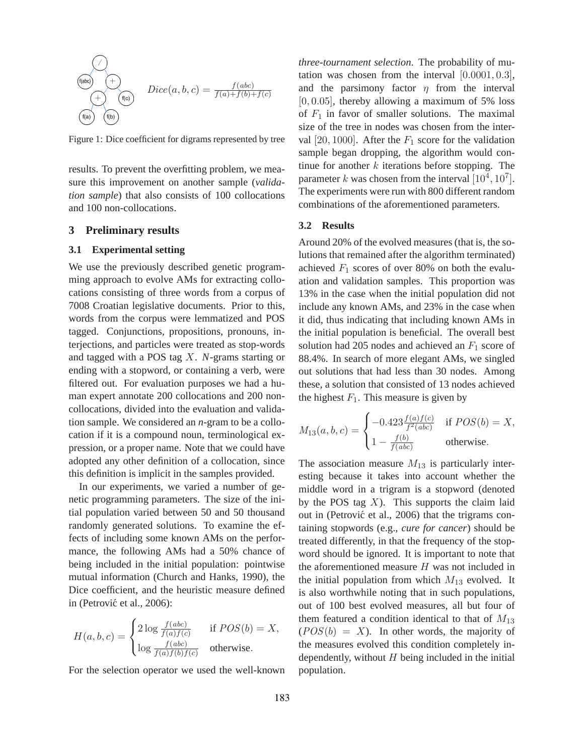$$Dice(a,b,c) = \frac{f(abc)}{f(a)+f(b)+f(c)}$$

Figure 1: Dice coefficient for digrams represented by tree

results. To prevent the overfitting problem, we measure this improvement on another sample (*validation sample*) that also consists of 100 collocations and 100 non-collocations.

## 3 Preliminary results

### 3.1 Experimental setting

We use the previously described genetic programming approach to evolve AMs for extracting collocations consisting of three words from a corpus of 7008 Croatian legislative documents. Prior to this, words from the corpus were lemmatized and POS tagged. Conjunctions, propositions, pronouns, interjections, and particles were treated as stop-words and tagged with a POS tag $X$. *N*-grams starting or ending with a stopword, or containing a verb, were filtered out. For evaluation purposes we had a human expert annotate 200 collocations and 200 non-collocations, divided into the evaluation and validation sample. We considered an *n*-gram to be a collocation if it is a compound noun, terminological expression, or a proper name. Note that we could have adopted any other definition of a collocation, since this definition is implicit in the samples provided.

In our experiments, we varied a number of genetic programming parameters. The size of the initial population varied between 50 and 50 thousand randomly generated solutions. To examine the effects of including some known AMs on the performance, the following AMs had a 50% chance of being included in the initial population: pointwise mutual information (Church and Hanks, 1990), the Dice coefficient, and the heuristic measure defined in (Petrović et al., 2006):

$$H(a,b,c) = \begin{cases} 2\log\frac{f(abc)}{f(a)f(c)} & \text{if } POS(b) = X, \\ \log\frac{f(abc)}{f(a)f(b)f(c)} & \text{otherwise}. \end{cases}$$

For the selection operator we used the well-known *three-tournament selection*. The probability of mutation was chosen from the interval $[0.0001, 0.3]$, and the parsimony factor $\eta$ from the interval $[0, 0.05]$, thereby allowing a maximum of 5% loss of $F_1$ in favor of smaller solutions. The maximal size of the tree in nodes was chosen from the interval $[20, 1000]$. After the $F_1$ score for the validation sample began dropping, the algorithm would continue for another $k$ iterations before stopping. The parameter $k$ was chosen from the interval $[10^4, 10^7]$. The experiments were run with 800 different random combinations of the aforementioned parameters.

### 3.2 Results

Around 20% of the evolved measures (that is, the solutions that remained after the algorithm terminated) achieved $F_1$ scores of over 80% on both the evaluation and validation samples. This proportion was 13% in the case when the initial population did not include any known AMs, and 23% in the case when it did, thus indicating that including known AMs in the initial population is beneficial. The overall best solution had 205 nodes and achieved an $F_1$ score of 88.4%. In search of more elegant AMs, we singled out solutions that had less than 30 nodes. Among these, a solution that consisted of 13 nodes achieved the highest $F_1$. This measure is given by

$$M_{13}(a,b,c) = \begin{cases} -0.423\frac{f(a)f(c)}{f^2(abc)} & \text{if } POS(b) = X, \\ 1 - \frac{f(b)}{f(abc)} & \text{otherwise}. \end{cases}$$

The association measure $M_{13}$ is particularly interesting because it takes into account whether the middle word in a trigram is a stopword (denoted by the POS tag $X$). This supports the claim laid out in (Petrović et al., 2006) that the trigrams containing stopwords (e.g., *cure for cancer*) should be treated differently, in that the frequency of the stopword should be ignored. It is important to note that the aforementioned measure $H$ was not included in the initial population from which $M_{13}$ evolved. It is also worthwhile noting that in such populations, out of 100 best evolved measures, all but four of them featured a condition identical to that of $M_{13}$ ($POS(b) = X$). In other words, the majority of the measures evolved this condition completely independently, without $H$ being included in the initial population.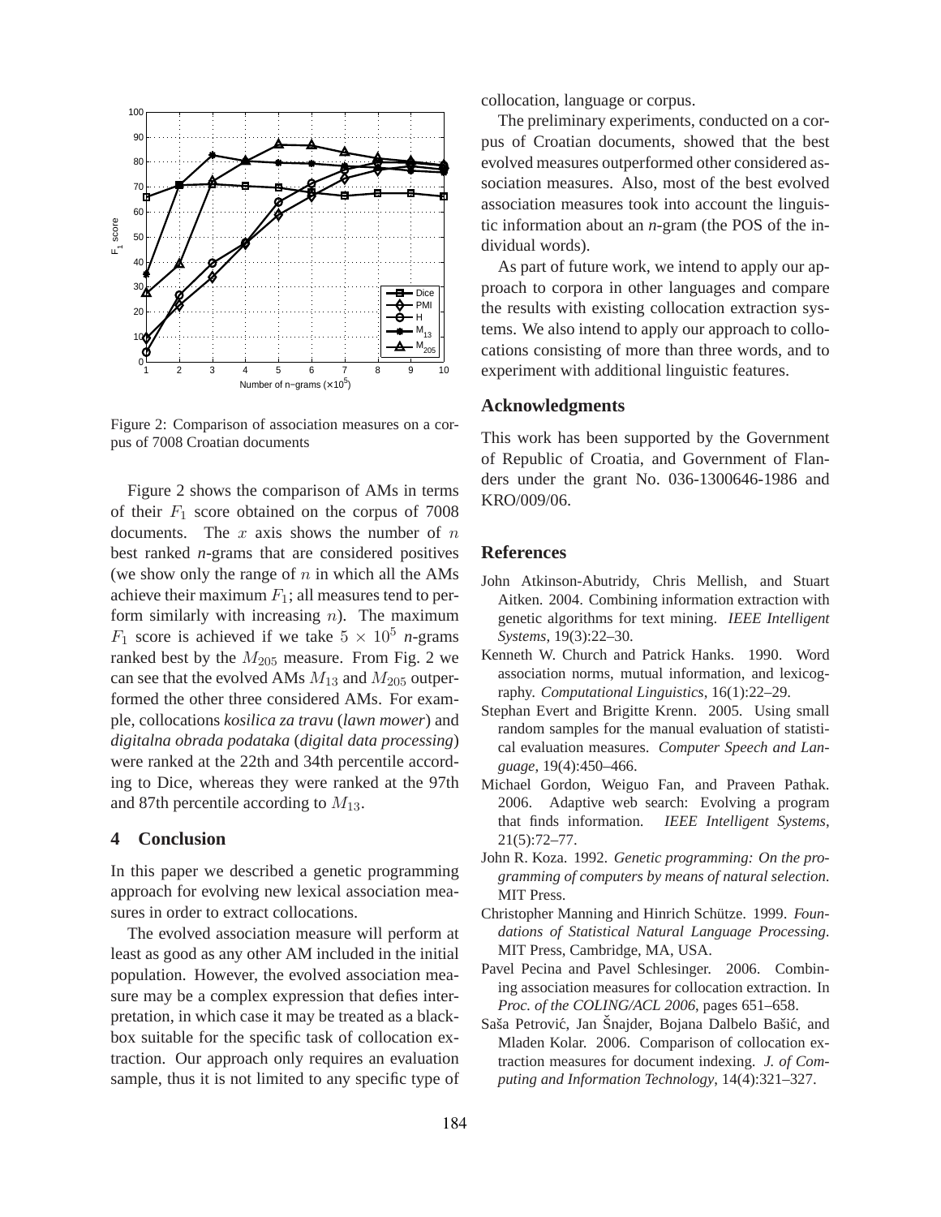100
90
80
70
60
50
40
30
20
10
0

$F_1$ score

1 2 3 4 5 6 7 8 9 10

Number of n−grams ($\times 10^5$)

Dice
PMI
H
$M_{13}$
$M_{205}$

Figure 2: Comparison of association measures on a corpus of 7008 Croatian documents

Figure 2 shows the comparison of AMs in terms of their $F_1$ score obtained on the corpus of 7008 documents. The $x$ axis shows the number of $n$ best ranked *n*-grams that are considered positives (we show only the range of $n$ in which all the AMs achieve their maximum $F_1$; all measures tend to perform similarly with increasing $n$). The maximum $F_1$ score is achieved if we take $5 \times 10^5$ *n*-grams ranked best by the $M_{205}$ measure. From Fig. 2 we can see that the evolved AMs $M_{13}$ and $M_{205}$ outperformed the other three considered AMs. For example, collocations *kosilica za travu* (*lawn mower*) and *digitalna obrada podataka* (*digital data processing*) were ranked at the 22th and 34th percentile according to Dice, whereas they were ranked at the 97th and 87th percentile according to $M_{13}$.

## 4 Conclusion

In this paper we described a genetic programming approach for evolving new lexical association measures in order to extract collocations.

The evolved association measure will perform at least as good as any other AM included in the initial population. However, the evolved association measure may be a complex expression that defies interpretation, in which case it may be treated as a blackbox suitable for the specific task of collocation extraction. Our approach only requires an evaluation sample, thus it is not limited to any specific type of collocation, language or corpus.

The preliminary experiments, conducted on a corpus of Croatian documents, showed that the best evolved measures outperformed other considered association measures. Also, most of the best evolved association measures took into account the linguistic information about an *n*-gram (the POS of the individual words).

As part of future work, we intend to apply our approach to corpora in other languages and compare the results with existing collocation extraction systems. We also intend to apply our approach to collocations consisting of more than three words, and to experiment with additional linguistic features.

## Acknowledgments

This work has been supported by the Government of Republic of Croatia, and Government of Flanders under the grant No. 036-1300646-1986 and KRO/009/06.

## References

John Atkinson-Abutridy, Chris Mellish, and Stuart Aitken. 2004. Combining information extraction with genetic algorithms for text mining. *IEEE Intelligent Systems*, 19(3):22–30.

Kenneth W. Church and Patrick Hanks. 1990. Word association norms, mutual information, and lexicography. *Computational Linguistics*, 16(1):22–29.

Stephan Evert and Brigitte Krenn. 2005. Using small random samples for the manual evaluation of statistical evaluation measures. *Computer Speech and Language*, 19(4):450–466.

Michael Gordon, Weiguo Fan, and Praveen Pathak. 2006. Adaptive web search: Evolving a program that finds information. *IEEE Intelligent Systems*, 21(5):72–77.

John R. Koza. 1992. *Genetic programming: On the programming of computers by means of natural selection*. MIT Press.

Christopher Manning and Hinrich Schütze. 1999. *Foundations of Statistical Natural Language Processing*. MIT Press, Cambridge, MA, USA.

Pavel Pecina and Pavel Schlesinger. 2006. Combining association measures for collocation extraction. In *Proc. of the COLING/ACL 2006*, pages 651–658.

Saša Petrović, Jan Šnajder, Bojana Dalbelo Bašić, and Mladen Kolar. 2006. Comparison of collocation extraction measures for document indexing. *J. of Computing and Information Technology*, 14(4):321–327.